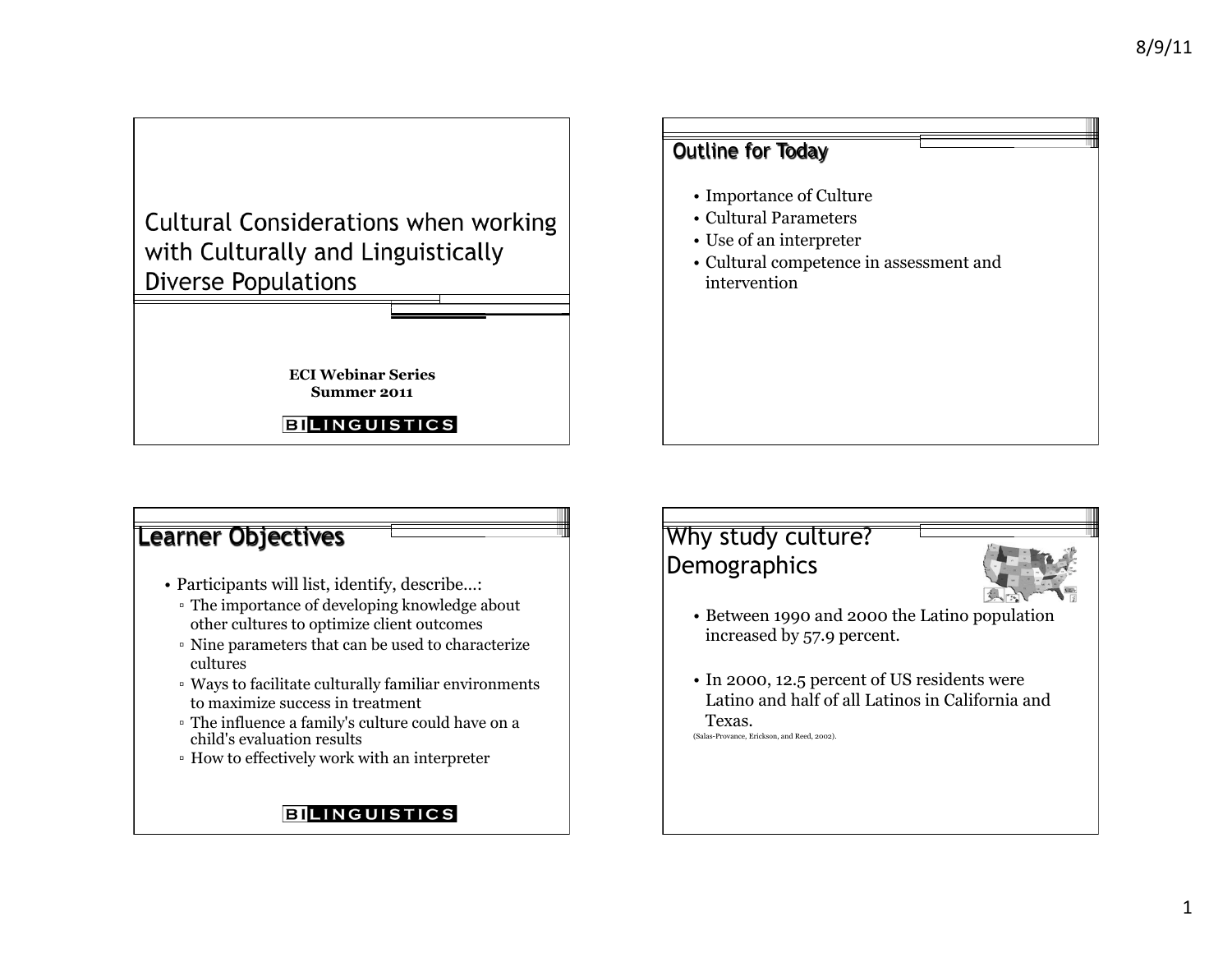# Cultural Considerations when working with Culturally and Linguistically Diverse Populations

**ECI Webinar Series**
**Summer 2011**

BILINGUISTICS

## Outline for Today

- Importance of Culture
- Cultural Parameters
- Use of an interpreter
- Cultural competence in assessment and intervention

## Learner Objectives

- Participants will list, identify, describe…:
  - The importance of developing knowledge about other cultures to optimize client outcomes
  - Nine parameters that can be used to characterize cultures
  - Ways to facilitate culturally familiar environments to maximize success in treatment
  - The influence a family's culture could have on a child's evaluation results
  - How to effectively work with an interpreter

BILINGUISTICS

## Why study culture? Demographics

- Between 1990 and 2000 the Latino population increased by 57.9 percent.
- In 2000, 12.5 percent of US residents were Latino and half of all Latinos in California and Texas.

(Salas-Provance, Erickson, and Reed, 2002).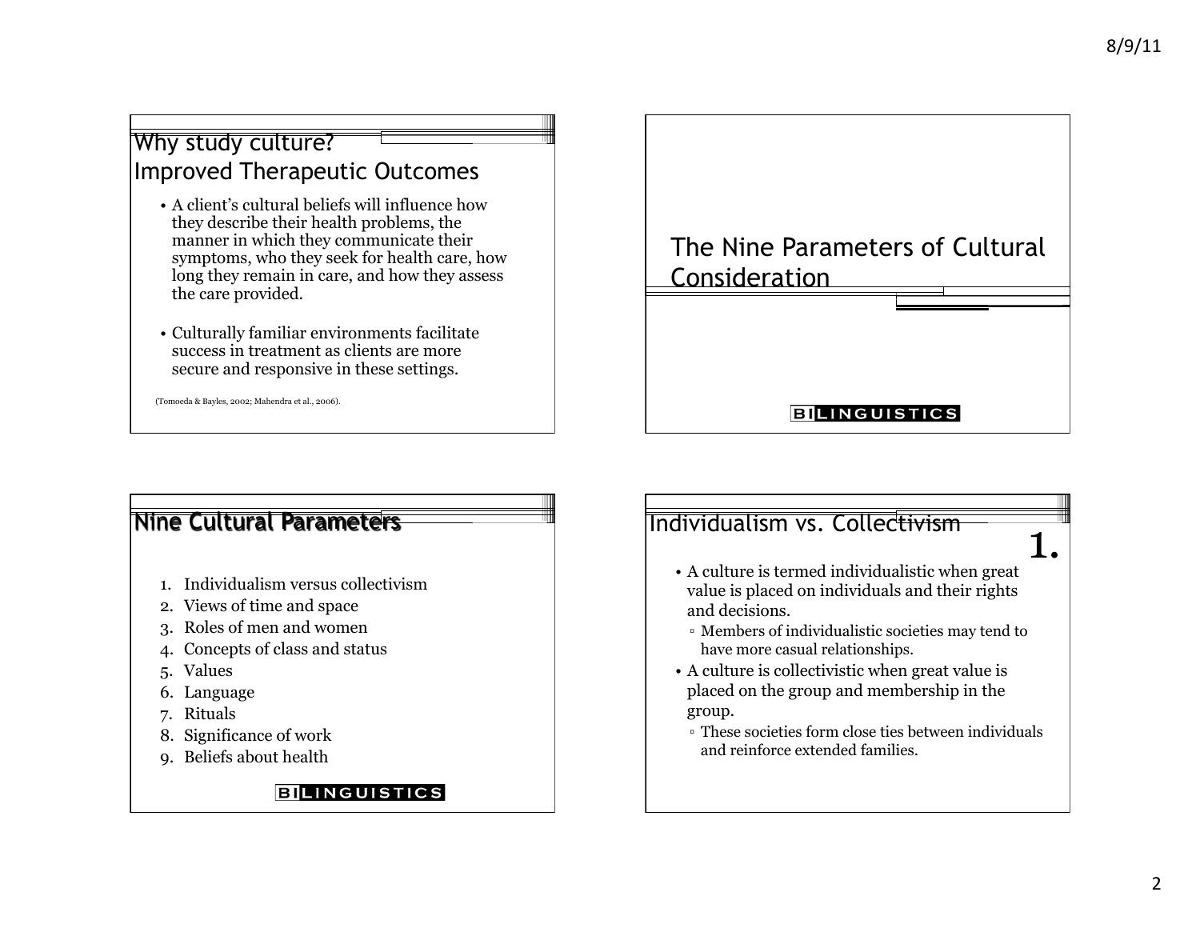## Why study culture?
## Improved Therapeutic Outcomes

- A client's cultural beliefs will influence how they describe their health problems, the manner in which they communicate their symptoms, who they seek for health care, how long they remain in care, and how they assess the care provided.
- Culturally familiar environments facilitate success in treatment as clients are more secure and responsive in these settings.

(Tomoeda & Bayles, 2002; Mahendra et al., 2006).

## The Nine Parameters of Cultural Consideration

BILINGUISTICS

## Nine Cultural Parameters

1. Individualism versus collectivism
2. Views of time and space
3. Roles of men and women
4. Concepts of class and status
5. Values
6. Language
7. Rituals
8. Significance of work
9. Beliefs about health

BILINGUISTICS

## Individualism vs. Collectivism

**1.**

- A culture is termed individualistic when great value is placed on individuals and their rights and decisions.
  - Members of individualistic societies may tend to have more casual relationships.
- A culture is collectivistic when great value is placed on the group and membership in the group.
  - These societies form close ties between individuals and reinforce extended families.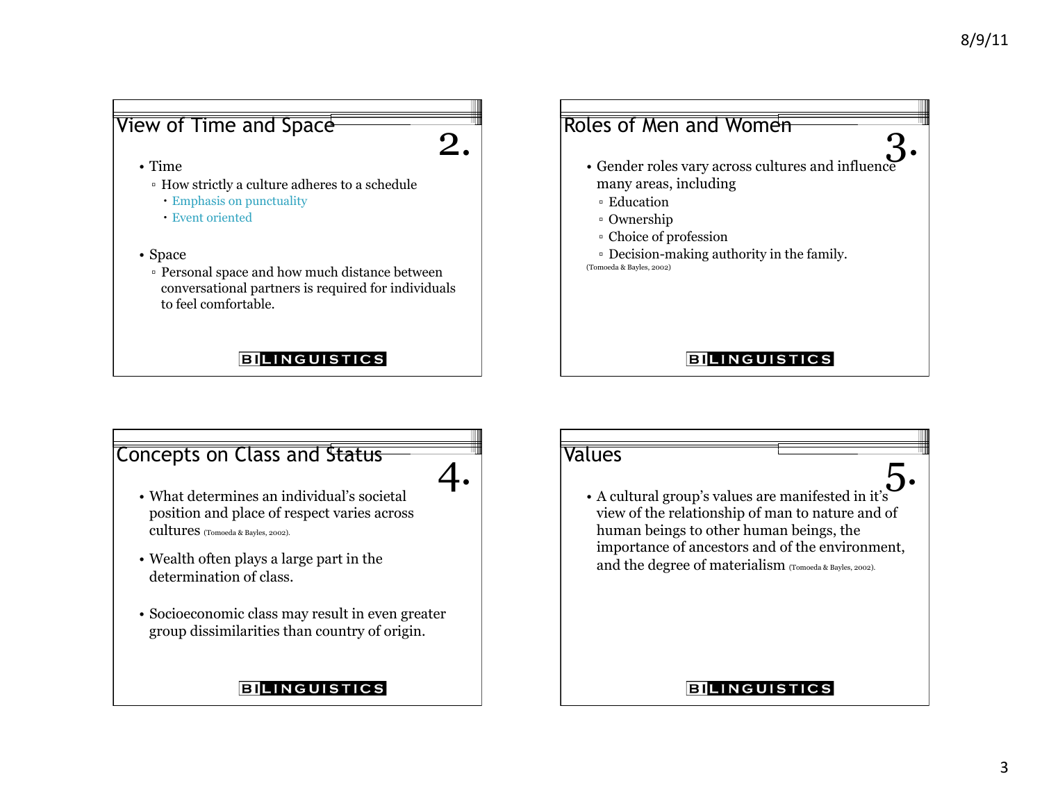## View of Time and Space

2.

- Time
  - How strictly a culture adheres to a schedule
    - Emphasis on punctuality
    - Event oriented
- Space
  - Personal space and how much distance between conversational partners is required for individuals to feel comfortable.

BILINGUISTICS

## Roles of Men and Women

3.

- Gender roles vary across cultures and influence many areas, including
  - Education
  - Ownership
  - Choice of profession
  - Decision-making authority in the family.

(Tomoeda & Bayles, 2002)

BILINGUISTICS

## Concepts on Class and Status

4.

- What determines an individual's societal position and place of respect varies across cultures (Tomoeda & Bayles, 2002).
- Wealth often plays a large part in the determination of class.
- Socioeconomic class may result in even greater group dissimilarities than country of origin.

BILINGUISTICS

## Values

5.

- A cultural group's values are manifested in it's view of the relationship of man to nature and of human beings to other human beings, the importance of ancestors and of the environment, and the degree of materialism (Tomoeda & Bayles, 2002).

BILINGUISTICS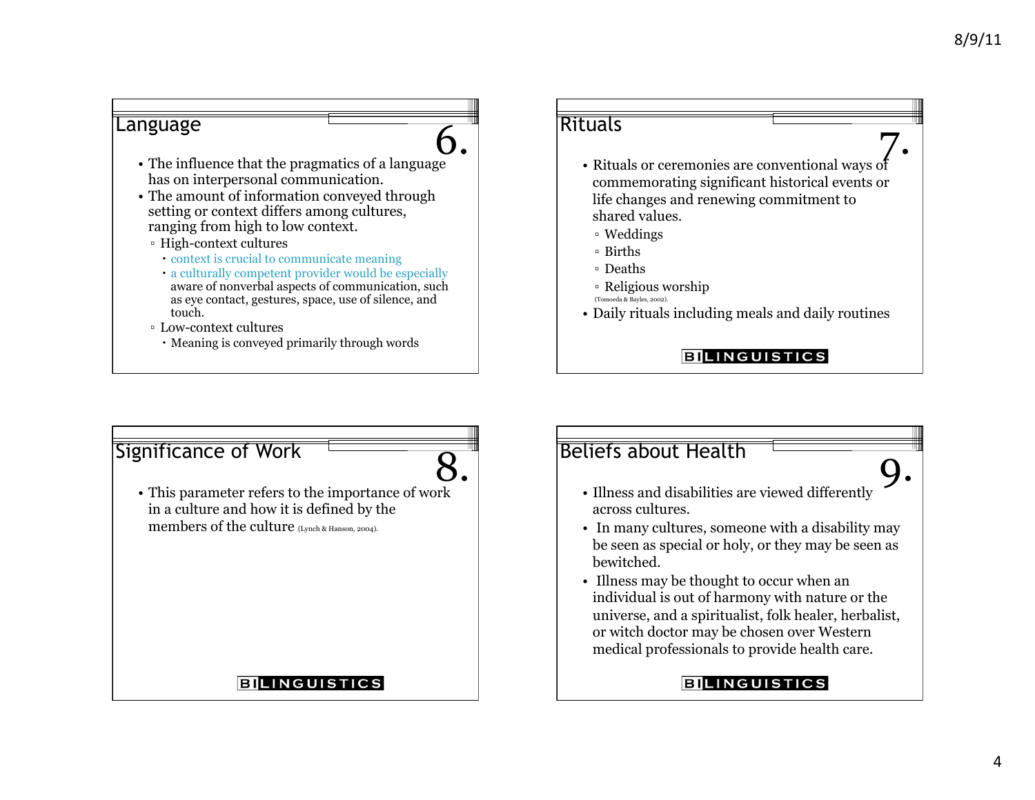## Language

6.

- The influence that the pragmatics of a language has on interpersonal communication.
- The amount of information conveyed through setting or context differs among cultures, ranging from high to low context.
  - High-context cultures
    - context is crucial to communicate meaning
    - a culturally competent provider would be especially aware of nonverbal aspects of communication, such as eye contact, gestures, space, use of silence, and touch.
  - Low-context cultures
    - Meaning is conveyed primarily through words

## Rituals

7.

- Rituals or ceremonies are conventional ways of commemorating significant historical events or life changes and renewing commitment to shared values.
  - Weddings
  - Births
  - Deaths
  - Religious worship

  (Tomoeda & Bayles, 2002).
- Daily rituals including meals and daily routines

BILINGUISTICS

## Significance of Work

8.

- This parameter refers to the importance of work in a culture and how it is defined by the members of the culture (Lynch & Hanson, 2004).

BILINGUISTICS

## Beliefs about Health

9.

- Illness and disabilities are viewed differently across cultures.
- In many cultures, someone with a disability may be seen as special or holy, or they may be seen as bewitched.
- Illness may be thought to occur when an individual is out of harmony with nature or the universe, and a spiritualist, folk healer, herbalist, or witch doctor may be chosen over Western medical professionals to provide health care.

BILINGUISTICS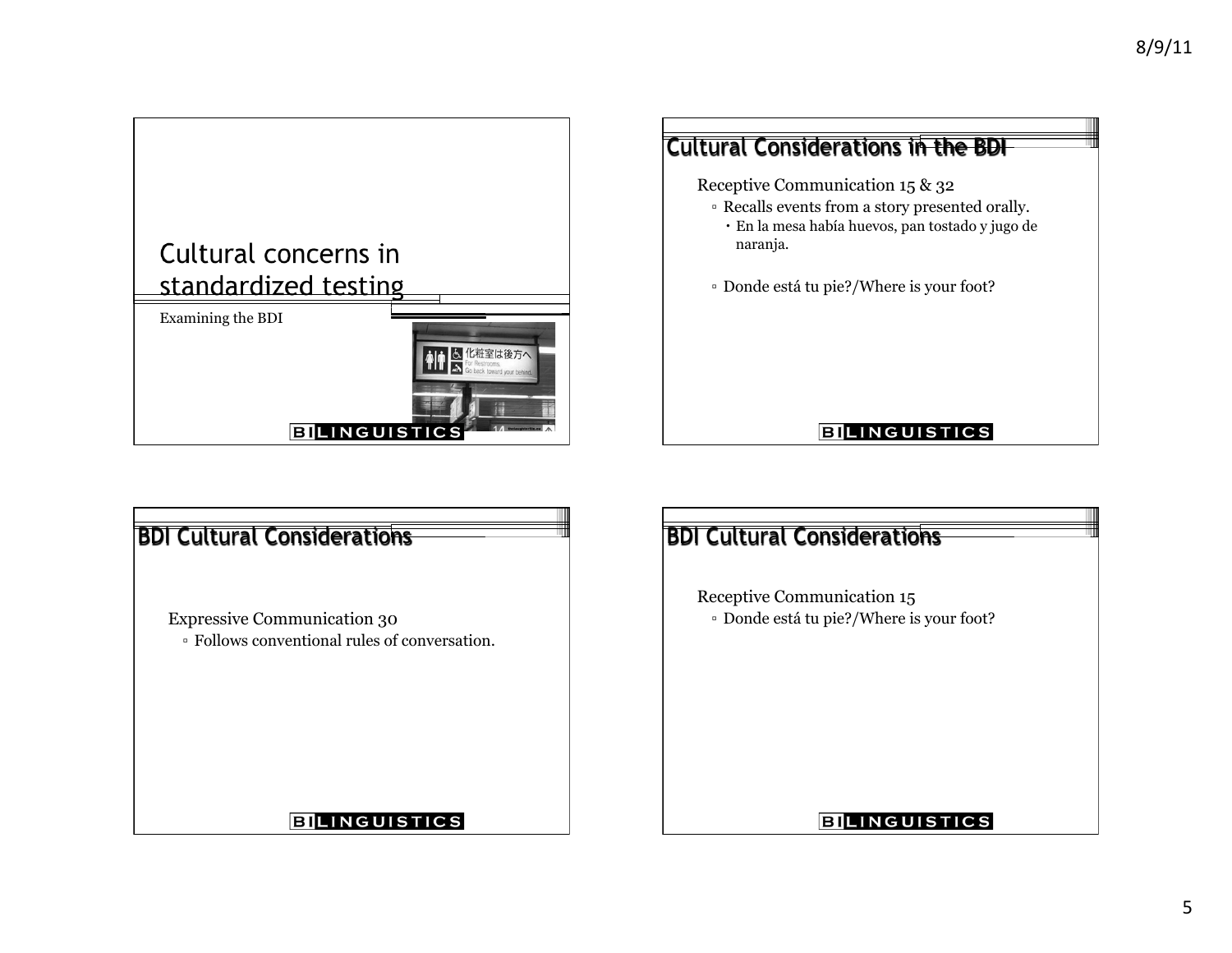# Cultural concerns in standardized testing

Examining the BDI

## Cultural Considerations in the BDI

Receptive Communication 15 & 32

- Recalls events from a story presented orally.
  - En la mesa había huevos, pan tostado y jugo de naranja.
- Donde está tu pie?/Where is your foot?

## BDI Cultural Considerations

Expressive Communication 30

- Follows conventional rules of conversation.

## BDI Cultural Considerations

Receptive Communication 15

- Donde está tu pie?/Where is your foot?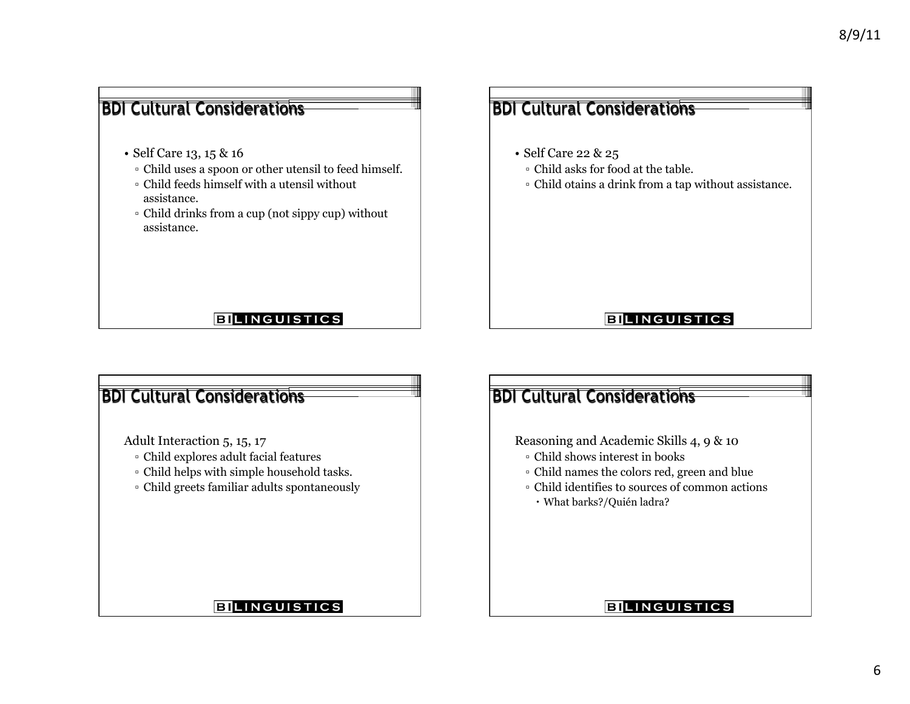## BDI Cultural Considerations

- Self Care 13, 15 & 16
  - Child uses a spoon or other utensil to feed himself.
  - Child feeds himself with a utensil without assistance.
  - Child drinks from a cup (not sippy cup) without assistance.

BILINGUISTICS

## BDI Cultural Considerations

- Self Care 22 & 25
  - Child asks for food at the table.
  - Child otains a drink from a tap without assistance.

BILINGUISTICS

## BDI Cultural Considerations

Adult Interaction 5, 15, 17

- Child explores adult facial features
- Child helps with simple household tasks.
- Child greets familiar adults spontaneously

BILINGUISTICS

## BDI Cultural Considerations

Reasoning and Academic Skills 4, 9 & 10

- Child shows interest in books
- Child names the colors red, green and blue
- Child identifies to sources of common actions
  - What barks?/Quién ladra?

BILINGUISTICS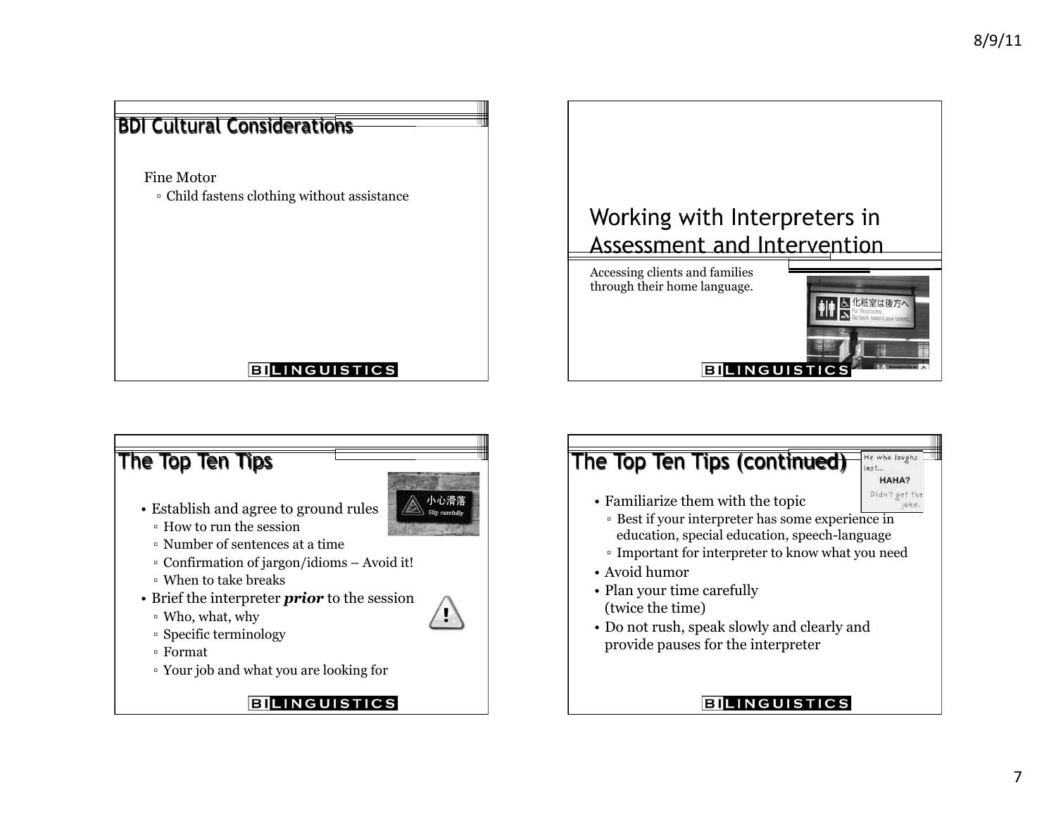## BDI Cultural Considerations

Fine Motor

- Child fastens clothing without assistance

## Working with Interpreters in Assessment and Intervention

Accessing clients and families through their home language.

## The Top Ten Tips

- Establish and agree to ground rules
  - How to run the session
  - Number of sentences at a time
  - Confirmation of jargon/idioms – Avoid it!
  - When to take breaks
- Brief the interpreter ***prior*** to the session
  - Who, what, why
  - Specific terminology
  - Format
  - Your job and what you are looking for

## The Top Ten Tips (continued)

- Familiarize them with the topic
  - Best if your interpreter has some experience in education, special education, speech-language
  - Important for interpreter to know what you need
- Avoid humor
- Plan your time carefully (twice the time)
- Do not rush, speak slowly and clearly and provide pauses for the interpreter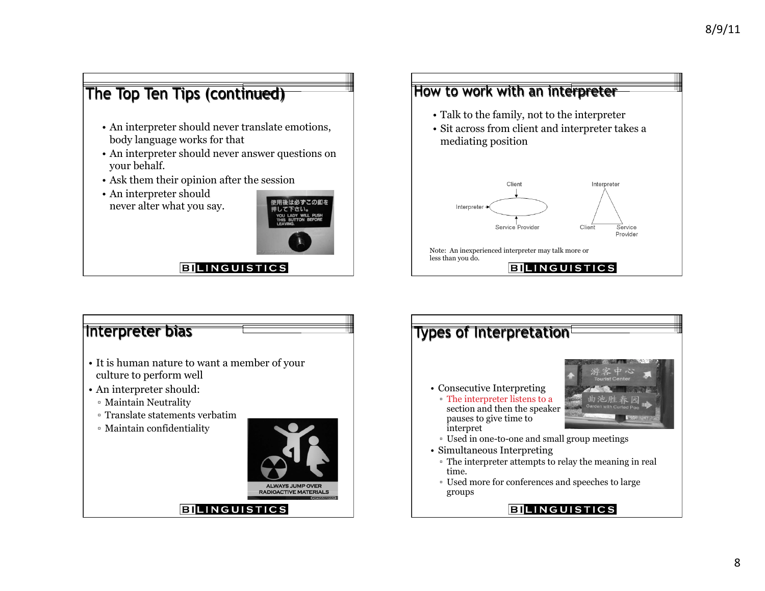## The Top Ten Tips (continued)

- An interpreter should never translate emotions, body language works for that
- An interpreter should never answer questions on your behalf.
- Ask them their opinion after the session
- An interpreter should never alter what you say.

使用後は必ずこの釦を押して下さい。
YOU LADY WILL PUSH THIS BUTTON BEFORE LEAVING.

BILINGUISTICS

## How to work with an interpreter

- Talk to the family, not to the interpreter
- Sit across from client and interpreter takes a mediating position

Client

Interpreter

Service Provider

Interpreter

Client

Service Provider

Note: An inexperienced interpreter may talk more or less than you do.

BILINGUISTICS

## Interpreter bias

- It is human nature to want a member of your culture to perform well
- An interpreter should:
  - Maintain Neutrality
  - Translate statements verbatim
  - Maintain confidentiality

ALWAYS JUMP OVER RADIOACTIVE MATERIALS

BILINGUISTICS

## Types of Interpretation

游客中心
Tourist Center

曲池胜春园
Garden with Curled Poo

- Consecutive Interpreting
  - The interpreter listens to a section and then the speaker pauses to give time to interpret
  - Used in one-to-one and small group meetings
- Simultaneous Interpreting
  - The interpreter attempts to relay the meaning in real time.
  - Used more for conferences and speeches to large groups

BILINGUISTICS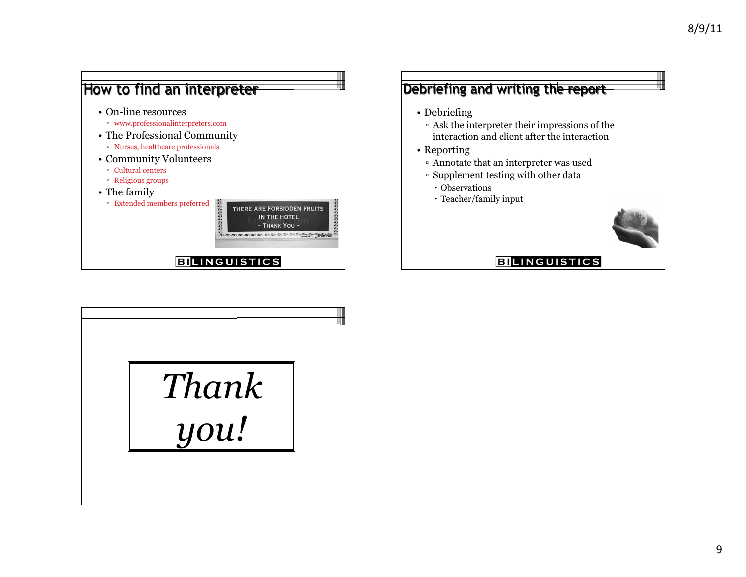## How to find an interpreter

- On-line resources
  - www.professionalinterpreters.com
- The Professional Community
  - Nurses, healthcare professionals
- Community Volunteers
  - Cultural centers
  - Religious groups
- The family
  - Extended members preferred

THERE ARE FORBIDDEN FRUITS
IN THE HOTEL
- THANK YOU -

BILINGUISTICS

## Debriefing and writing the report

- Debriefing
  - Ask the interpreter their impressions of the interaction and client after the interaction
- Reporting
  - Annotate that an interpreter was used
  - Supplement testing with other data
    - Observations
    - Teacher/family input

BILINGUISTICS

*Thank you!*